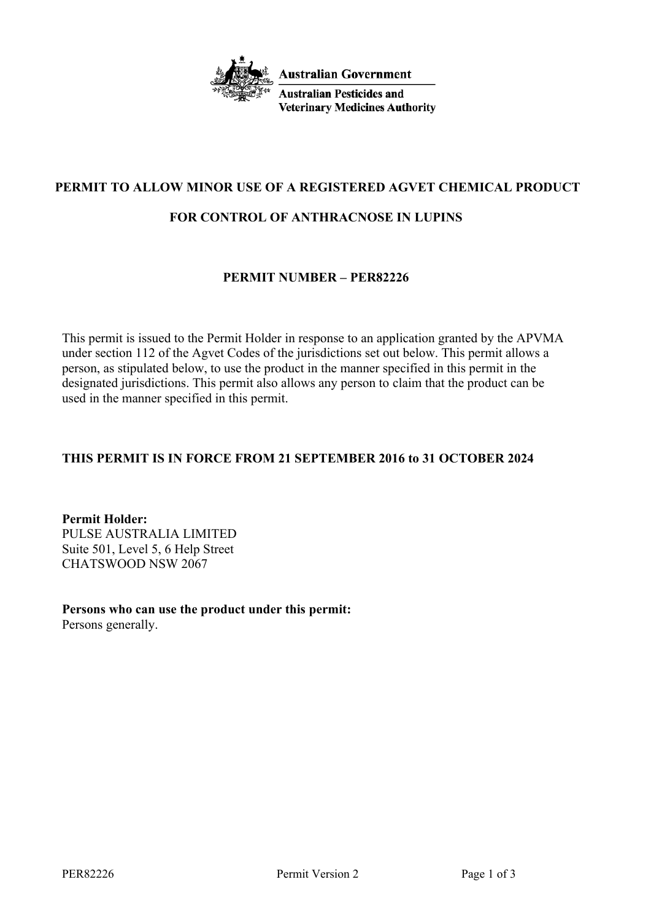**Australian Government**

**Australian Pesticides and Veterinary Medicines Authority**

# PERMIT TO ALLOW MINOR USE OF A REGISTERED AGVET CHEMICAL PRODUCT

# FOR CONTROL OF ANTHRACNOSE IN LUPINS

## PERMIT NUMBER – PER82226

This permit is issued to the Permit Holder in response to an application granted by the APVMA under section 112 of the Agvet Codes of the jurisdictions set out below. This permit allows a person, as stipulated below, to use the product in the manner specified in this permit in the designated jurisdictions. This permit also allows any person to claim that the product can be used in the manner specified in this permit.

**THIS PERMIT IS IN FORCE FROM 21 SEPTEMBER 2016 to 31 OCTOBER 2024**

**Permit Holder:**
PULSE AUSTRALIA LIMITED
Suite 501, Level 5, 6 Help Street
CHATSWOOD NSW 2067

**Persons who can use the product under this permit:**
Persons generally.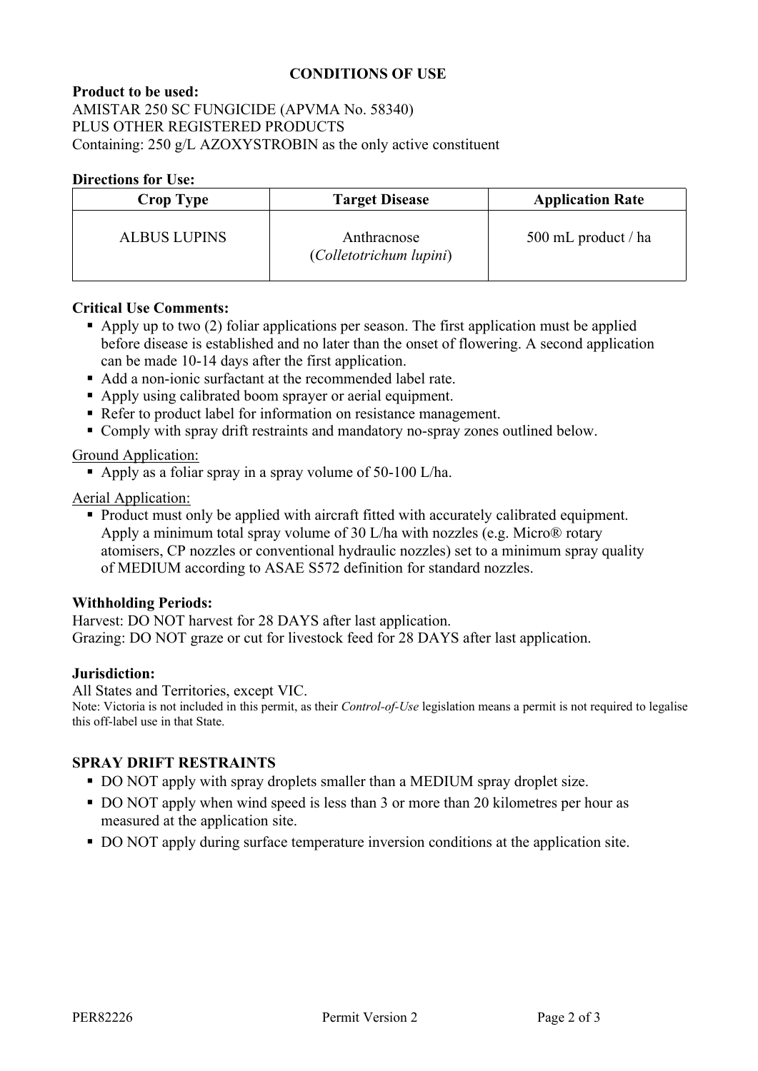## CONDITIONS OF USE

**Product to be used:**
AMISTAR 250 SC FUNGICIDE (APVMA No. 58340)
PLUS OTHER REGISTERED PRODUCTS
Containing: 250 g/L AZOXYSTROBIN as the only active constituent

**Directions for Use:**

| Crop Type | Target Disease | Application Rate |
|---|---|---|
| ALBUS LUPINS | Anthracnose (*Colletotrichum lupini*) | 500 mL product / ha |

**Critical Use Comments:**

- Apply up to two (2) foliar applications per season. The first application must be applied before disease is established and no later than the onset of flowering. A second application can be made 10-14 days after the first application.
- Add a non-ionic surfactant at the recommended label rate.
- Apply using calibrated boom sprayer or aerial equipment.
- Refer to product label for information on resistance management.
- Comply with spray drift restraints and mandatory no-spray zones outlined below.

<u>Ground Application:</u>

- Apply as a foliar spray in a spray volume of 50-100 L/ha.

<u>Aerial Application:</u>

- Product must only be applied with aircraft fitted with accurately calibrated equipment. Apply a minimum total spray volume of 30 L/ha with nozzles (e.g. Micro® rotary atomisers, CP nozzles or conventional hydraulic nozzles) set to a minimum spray quality of MEDIUM according to ASAE S572 definition for standard nozzles.

**Withholding Periods:**
Harvest: DO NOT harvest for 28 DAYS after last application.
Grazing: DO NOT graze or cut for livestock feed for 28 DAYS after last application.

**Jurisdiction:**
All States and Territories, except VIC.
Note: Victoria is not included in this permit, as their *Control-of-Use* legislation means a permit is not required to legalise this off-label use in that State.

## SPRAY DRIFT RESTRAINTS

- DO NOT apply with spray droplets smaller than a MEDIUM spray droplet size.
- DO NOT apply when wind speed is less than 3 or more than 20 kilometres per hour as measured at the application site.
- DO NOT apply during surface temperature inversion conditions at the application site.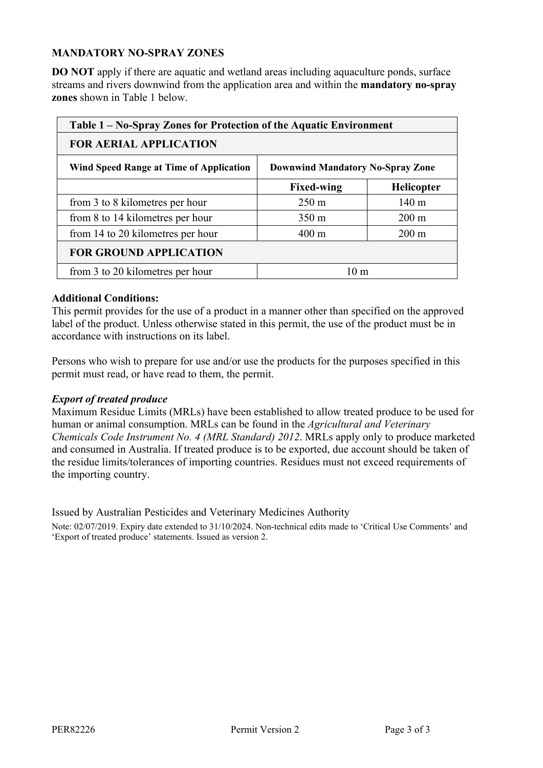**MANDATORY NO-SPRAY ZONES**

**DO NOT** apply if there are aquatic and wetland areas including aquaculture ponds, surface streams and rivers downwind from the application area and within the **mandatory no-spray zones** shown in Table 1 below.

| Table 1 – No-Spray Zones for Protection of the Aquatic Environment | | |
|---|---|---|
| **FOR AERIAL APPLICATION** | | |
| **Wind Speed Range at Time of Application** | **Downwind Mandatory No-Spray Zone** | |
| | **Fixed-wing** | **Helicopter** |
| from 3 to 8 kilometres per hour | 250 m | 140 m |
| from 8 to 14 kilometres per hour | 350 m | 200 m |
| from 14 to 20 kilometres per hour | 400 m | 200 m |
| **FOR GROUND APPLICATION** | | |
| from 3 to 20 kilometres per hour | 10 m | |

**Additional Conditions:**
This permit provides for the use of a product in a manner other than specified on the approved label of the product. Unless otherwise stated in this permit, the use of the product must be in accordance with instructions on its label.

Persons who wish to prepare for use and/or use the products for the purposes specified in this permit must read, or have read to them, the permit.

***Export of treated produce***
Maximum Residue Limits (MRLs) have been established to allow treated produce to be used for human or animal consumption. MRLs can be found in the *Agricultural and Veterinary Chemicals Code Instrument No. 4 (MRL Standard) 2012*. MRLs apply only to produce marketed and consumed in Australia. If treated produce is to be exported, due account should be taken of the residue limits/tolerances of importing countries. Residues must not exceed requirements of the importing country.

Issued by Australian Pesticides and Veterinary Medicines Authority

Note: 02/07/2019. Expiry date extended to 31/10/2024. Non-technical edits made to 'Critical Use Comments' and 'Export of treated produce' statements. Issued as version 2.